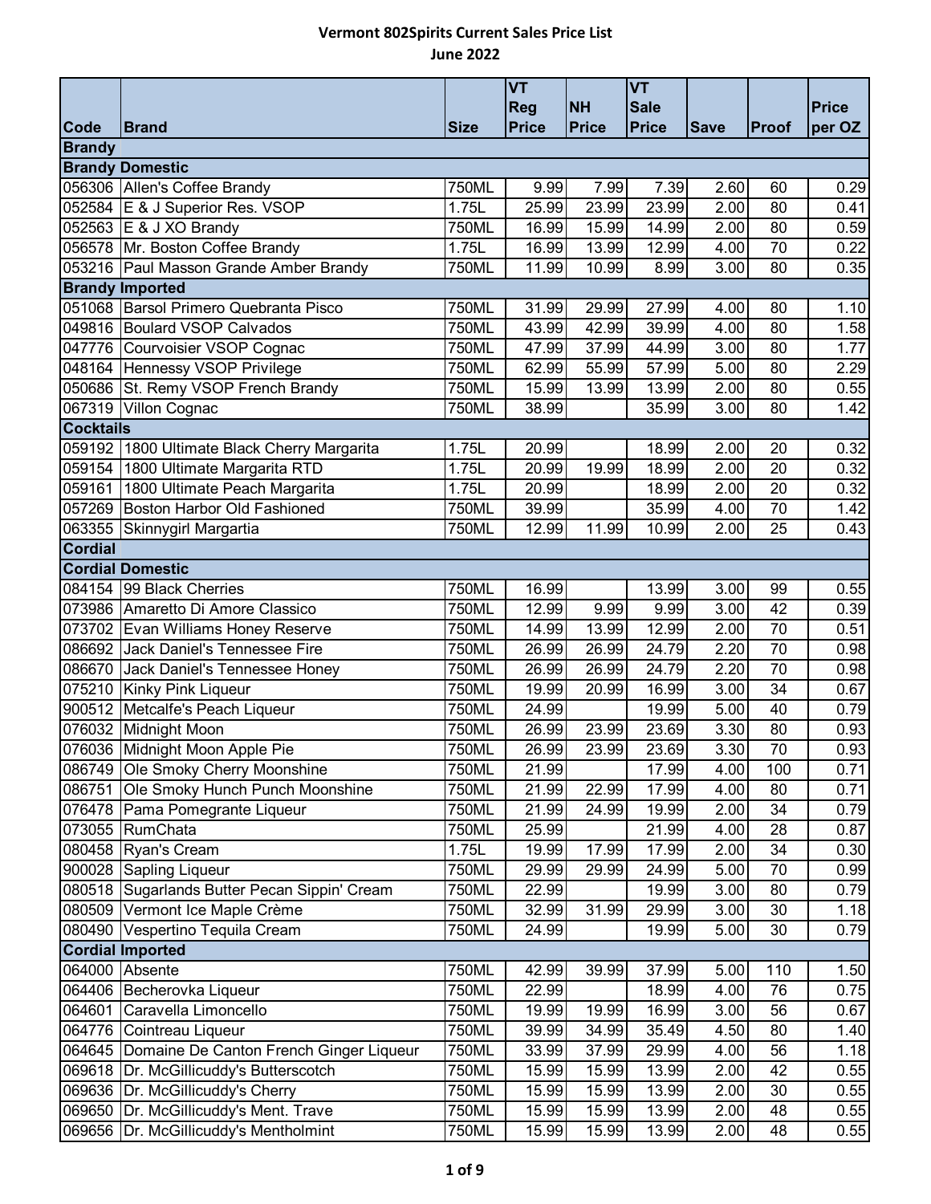**Vermont 802Spirits Current Sales Price List**
**June 2022**

| Code | Brand | Size | VT Reg Price | NH Price | VT Sale Price | Save | Proof | Price per OZ |
|---|---|---|---|---|---|---|---|---|
| **Brandy** | | | | | | | | |
| **Brandy Domestic** | | | | | | | | |
| 056306 | Allen's Coffee Brandy | 750ML | 9.99 | 7.99 | 7.39 | 2.60 | 60 | 0.29 |
| 052584 | E & J Superior Res. VSOP | 1.75L | 25.99 | 23.99 | 23.99 | 2.00 | 80 | 0.41 |
| 052563 | E & J XO Brandy | 750ML | 16.99 | 15.99 | 14.99 | 2.00 | 80 | 0.59 |
| 056578 | Mr. Boston Coffee Brandy | 1.75L | 16.99 | 13.99 | 12.99 | 4.00 | 70 | 0.22 |
| 053216 | Paul Masson Grande Amber Brandy | 750ML | 11.99 | 10.99 | 8.99 | 3.00 | 80 | 0.35 |
| **Brandy Imported** | | | | | | | | |
| 051068 | Barsol Primero Quebranta Pisco | 750ML | 31.99 | 29.99 | 27.99 | 4.00 | 80 | 1.10 |
| 049816 | Boulard VSOP Calvados | 750ML | 43.99 | 42.99 | 39.99 | 4.00 | 80 | 1.58 |
| 047776 | Courvoisier VSOP Cognac | 750ML | 47.99 | 37.99 | 44.99 | 3.00 | 80 | 1.77 |
| 048164 | Hennessy VSOP Privilege | 750ML | 62.99 | 55.99 | 57.99 | 5.00 | 80 | 2.29 |
| 050686 | St. Remy VSOP French Brandy | 750ML | 15.99 | 13.99 | 13.99 | 2.00 | 80 | 0.55 |
| 067319 | Villon Cognac | 750ML | 38.99 | | 35.99 | 3.00 | 80 | 1.42 |
| **Cocktails** | | | | | | | | |
| 059192 | 1800 Ultimate Black Cherry Margarita | 1.75L | 20.99 | | 18.99 | 2.00 | 20 | 0.32 |
| 059154 | 1800 Ultimate Margarita RTD | 1.75L | 20.99 | 19.99 | 18.99 | 2.00 | 20 | 0.32 |
| 059161 | 1800 Ultimate Peach Margarita | 1.75L | 20.99 | | 18.99 | 2.00 | 20 | 0.32 |
| 057269 | Boston Harbor Old Fashioned | 750ML | 39.99 | | 35.99 | 4.00 | 70 | 1.42 |
| 063355 | Skinnygirl Margartia | 750ML | 12.99 | 11.99 | 10.99 | 2.00 | 25 | 0.43 |
| **Cordial** | | | | | | | | |
| **Cordial Domestic** | | | | | | | | |
| 084154 | 99 Black Cherries | 750ML | 16.99 | | 13.99 | 3.00 | 99 | 0.55 |
| 073986 | Amaretto Di Amore Classico | 750ML | 12.99 | 9.99 | 9.99 | 3.00 | 42 | 0.39 |
| 073702 | Evan Williams Honey Reserve | 750ML | 14.99 | 13.99 | 12.99 | 2.00 | 70 | 0.51 |
| 086692 | Jack Daniel's Tennessee Fire | 750ML | 26.99 | 26.99 | 24.79 | 2.20 | 70 | 0.98 |
| 086670 | Jack Daniel's Tennessee Honey | 750ML | 26.99 | 26.99 | 24.79 | 2.20 | 70 | 0.98 |
| 075210 | Kinky Pink Liqueur | 750ML | 19.99 | 20.99 | 16.99 | 3.00 | 34 | 0.67 |
| 900512 | Metcalfe's Peach Liqueur | 750ML | 24.99 | | 19.99 | 5.00 | 40 | 0.79 |
| 076032 | Midnight Moon | 750ML | 26.99 | 23.99 | 23.69 | 3.30 | 80 | 0.93 |
| 076036 | Midnight Moon Apple Pie | 750ML | 26.99 | 23.99 | 23.69 | 3.30 | 70 | 0.93 |
| 086749 | Ole Smoky Cherry Moonshine | 750ML | 21.99 | | 17.99 | 4.00 | 100 | 0.71 |
| 086751 | Ole Smoky Hunch Punch Moonshine | 750ML | 21.99 | 22.99 | 17.99 | 4.00 | 80 | 0.71 |
| 076478 | Pama Pomegrante Liqueur | 750ML | 21.99 | 24.99 | 19.99 | 2.00 | 34 | 0.79 |
| 073055 | RumChata | 750ML | 25.99 | | 21.99 | 4.00 | 28 | 0.87 |
| 080458 | Ryan's Cream | 1.75L | 19.99 | 17.99 | 17.99 | 2.00 | 34 | 0.30 |
| 900028 | Sapling Liqueur | 750ML | 29.99 | 29.99 | 24.99 | 5.00 | 70 | 0.99 |
| 080518 | Sugarlands Butter Pecan Sippin' Cream | 750ML | 22.99 | | 19.99 | 3.00 | 80 | 0.79 |
| 080509 | Vermont Ice Maple Crème | 750ML | 32.99 | 31.99 | 29.99 | 3.00 | 30 | 1.18 |
| 080490 | Vespertino Tequila Cream | 750ML | 24.99 | | 19.99 | 5.00 | 30 | 0.79 |
| **Cordial Imported** | | | | | | | | |
| 064000 | Absente | 750ML | 42.99 | 39.99 | 37.99 | 5.00 | 110 | 1.50 |
| 064406 | Becherovka Liqueur | 750ML | 22.99 | | 18.99 | 4.00 | 76 | 0.75 |
| 064601 | Caravella Limoncello | 750ML | 19.99 | 19.99 | 16.99 | 3.00 | 56 | 0.67 |
| 064776 | Cointreau Liqueur | 750ML | 39.99 | 34.99 | 35.49 | 4.50 | 80 | 1.40 |
| 064645 | Domaine De Canton French Ginger Liqueur | 750ML | 33.99 | 37.99 | 29.99 | 4.00 | 56 | 1.18 |
| 069618 | Dr. McGillicuddy's Butterscotch | 750ML | 15.99 | 15.99 | 13.99 | 2.00 | 42 | 0.55 |
| 069636 | Dr. McGillicuddy's Cherry | 750ML | 15.99 | 15.99 | 13.99 | 2.00 | 30 | 0.55 |
| 069650 | Dr. McGillicuddy's Ment. Trave | 750ML | 15.99 | 15.99 | 13.99 | 2.00 | 48 | 0.55 |
| 069656 | Dr. McGillicuddy's Mentholmint | 750ML | 15.99 | 15.99 | 13.99 | 2.00 | 48 | 0.55 |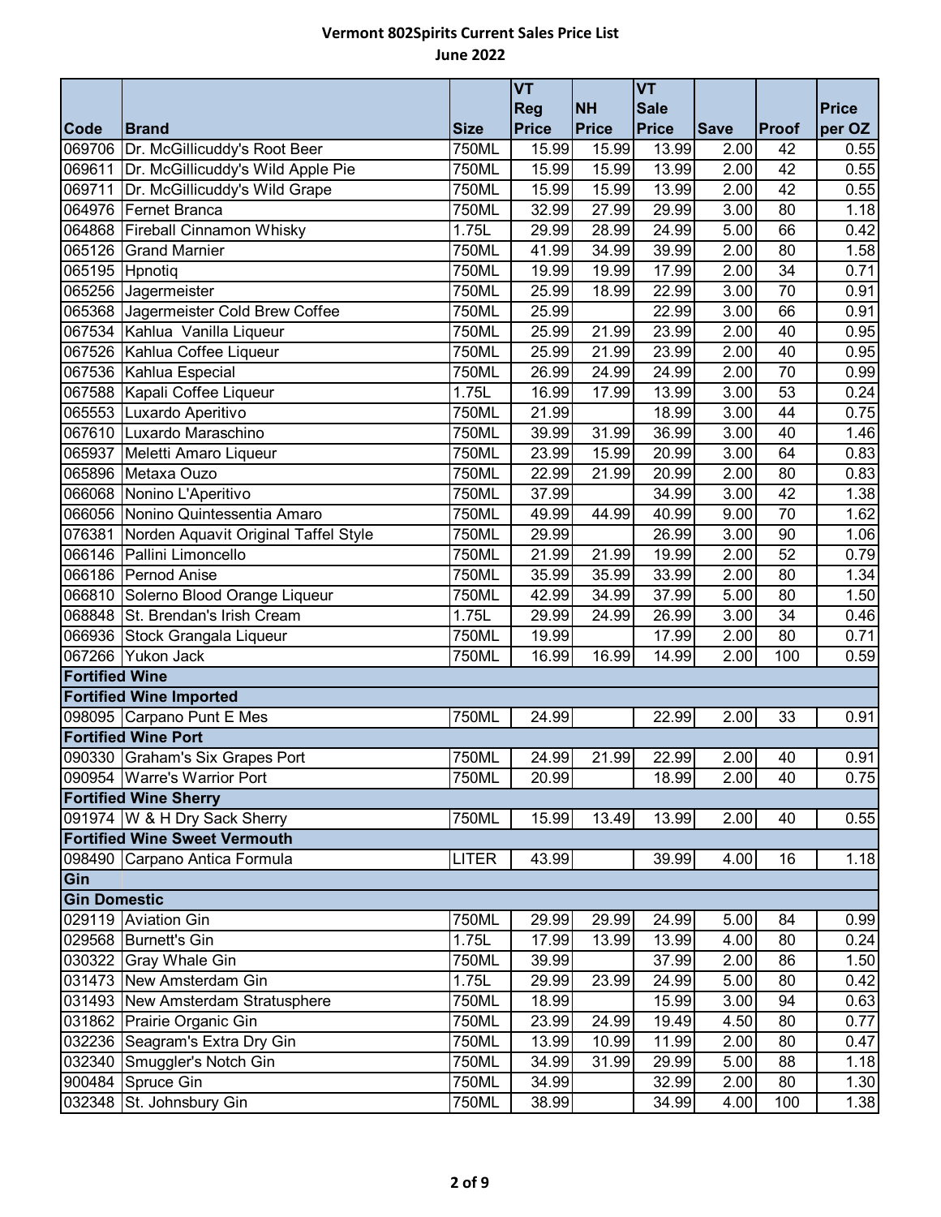## Vermont 802Spirits Current Sales Price List
## June 2022

| Code | Brand | Size | VT Reg Price | NH Price | VT Sale Price | Save | Proof | Price per OZ |
|---|---|---|---|---|---|---|---|---|
| 069706 | Dr. McGillicuddy's Root Beer | 750ML | 15.99 | 15.99 | 13.99 | 2.00 | 42 | 0.55 |
| 069611 | Dr. McGillicuddy's Wild Apple Pie | 750ML | 15.99 | 15.99 | 13.99 | 2.00 | 42 | 0.55 |
| 069711 | Dr. McGillicuddy's Wild Grape | 750ML | 15.99 | 15.99 | 13.99 | 2.00 | 42 | 0.55 |
| 064976 | Fernet Branca | 750ML | 32.99 | 27.99 | 29.99 | 3.00 | 80 | 1.18 |
| 064868 | Fireball Cinnamon Whisky | 1.75L | 29.99 | 28.99 | 24.99 | 5.00 | 66 | 0.42 |
| 065126 | Grand Marnier | 750ML | 41.99 | 34.99 | 39.99 | 2.00 | 80 | 1.58 |
| 065195 | Hpnotiq | 750ML | 19.99 | 19.99 | 17.99 | 2.00 | 34 | 0.71 |
| 065256 | Jagermeister | 750ML | 25.99 | 18.99 | 22.99 | 3.00 | 70 | 0.91 |
| 065368 | Jagermeister Cold Brew Coffee | 750ML | 25.99 | | 22.99 | 3.00 | 66 | 0.91 |
| 067534 | Kahlua Vanilla Liqueur | 750ML | 25.99 | 21.99 | 23.99 | 2.00 | 40 | 0.95 |
| 067526 | Kahlua Coffee Liqueur | 750ML | 25.99 | 21.99 | 23.99 | 2.00 | 40 | 0.95 |
| 067536 | Kahlua Especial | 750ML | 26.99 | 24.99 | 24.99 | 2.00 | 70 | 0.99 |
| 067588 | Kapali Coffee Liqueur | 1.75L | 16.99 | 17.99 | 13.99 | 3.00 | 53 | 0.24 |
| 065553 | Luxardo Aperitivo | 750ML | 21.99 | | 18.99 | 3.00 | 44 | 0.75 |
| 067610 | Luxardo Maraschino | 750ML | 39.99 | 31.99 | 36.99 | 3.00 | 40 | 1.46 |
| 065937 | Meletti Amaro Liqueur | 750ML | 23.99 | 15.99 | 20.99 | 3.00 | 64 | 0.83 |
| 065896 | Metaxa Ouzo | 750ML | 22.99 | 21.99 | 20.99 | 2.00 | 80 | 0.83 |
| 066068 | Nonino L'Aperitivo | 750ML | 37.99 | | 34.99 | 3.00 | 42 | 1.38 |
| 066056 | Nonino Quintessentia Amaro | 750ML | 49.99 | 44.99 | 40.99 | 9.00 | 70 | 1.62 |
| 076381 | Norden Aquavit Original Taffel Style | 750ML | 29.99 | | 26.99 | 3.00 | 90 | 1.06 |
| 066146 | Pallini Limoncello | 750ML | 21.99 | 21.99 | 19.99 | 2.00 | 52 | 0.79 |
| 066186 | Pernod Anise | 750ML | 35.99 | 35.99 | 33.99 | 2.00 | 80 | 1.34 |
| 066810 | Solerno Blood Orange Liqueur | 750ML | 42.99 | 34.99 | 37.99 | 5.00 | 80 | 1.50 |
| 068848 | St. Brendan's Irish Cream | 1.75L | 29.99 | 24.99 | 26.99 | 3.00 | 34 | 0.46 |
| 066936 | Stock Grangala Liqueur | 750ML | 19.99 | | 17.99 | 2.00 | 80 | 0.71 |
| 067266 | Yukon Jack | 750ML | 16.99 | 16.99 | 14.99 | 2.00 | 100 | 0.59 |
| **Fortified Wine** | | | | | | | | |
| **Fortified Wine Imported** | | | | | | | | |
| 098095 | Carpano Punt E Mes | 750ML | 24.99 | | 22.99 | 2.00 | 33 | 0.91 |
| **Fortified Wine Port** | | | | | | | | |
| 090330 | Graham's Six Grapes Port | 750ML | 24.99 | 21.99 | 22.99 | 2.00 | 40 | 0.91 |
| 090954 | Warre's Warrior Port | 750ML | 20.99 | | 18.99 | 2.00 | 40 | 0.75 |
| **Fortified Wine Sherry** | | | | | | | | |
| 091974 | W & H Dry Sack Sherry | 750ML | 15.99 | 13.49 | 13.99 | 2.00 | 40 | 0.55 |
| **Fortified Wine Sweet Vermouth** | | | | | | | | |
| 098490 | Carpano Antica Formula | LITER | 43.99 | | 39.99 | 4.00 | 16 | 1.18 |
| **Gin** | | | | | | | | |
| **Gin Domestic** | | | | | | | | |
| 029119 | Aviation Gin | 750ML | 29.99 | 29.99 | 24.99 | 5.00 | 84 | 0.99 |
| 029568 | Burnett's Gin | 1.75L | 17.99 | 13.99 | 13.99 | 4.00 | 80 | 0.24 |
| 030322 | Gray Whale Gin | 750ML | 39.99 | | 37.99 | 2.00 | 86 | 1.50 |
| 031473 | New Amsterdam Gin | 1.75L | 29.99 | 23.99 | 24.99 | 5.00 | 80 | 0.42 |
| 031493 | New Amsterdam Stratusphere | 750ML | 18.99 | | 15.99 | 3.00 | 94 | 0.63 |
| 031862 | Prairie Organic Gin | 750ML | 23.99 | 24.99 | 19.49 | 4.50 | 80 | 0.77 |
| 032236 | Seagram's Extra Dry Gin | 750ML | 13.99 | 10.99 | 11.99 | 2.00 | 80 | 0.47 |
| 032340 | Smuggler's Notch Gin | 750ML | 34.99 | 31.99 | 29.99 | 5.00 | 88 | 1.18 |
| 900484 | Spruce Gin | 750ML | 34.99 | | 32.99 | 2.00 | 80 | 1.30 |
| 032348 | St. Johnsbury Gin | 750ML | 38.99 | | 34.99 | 4.00 | 100 | 1.38 |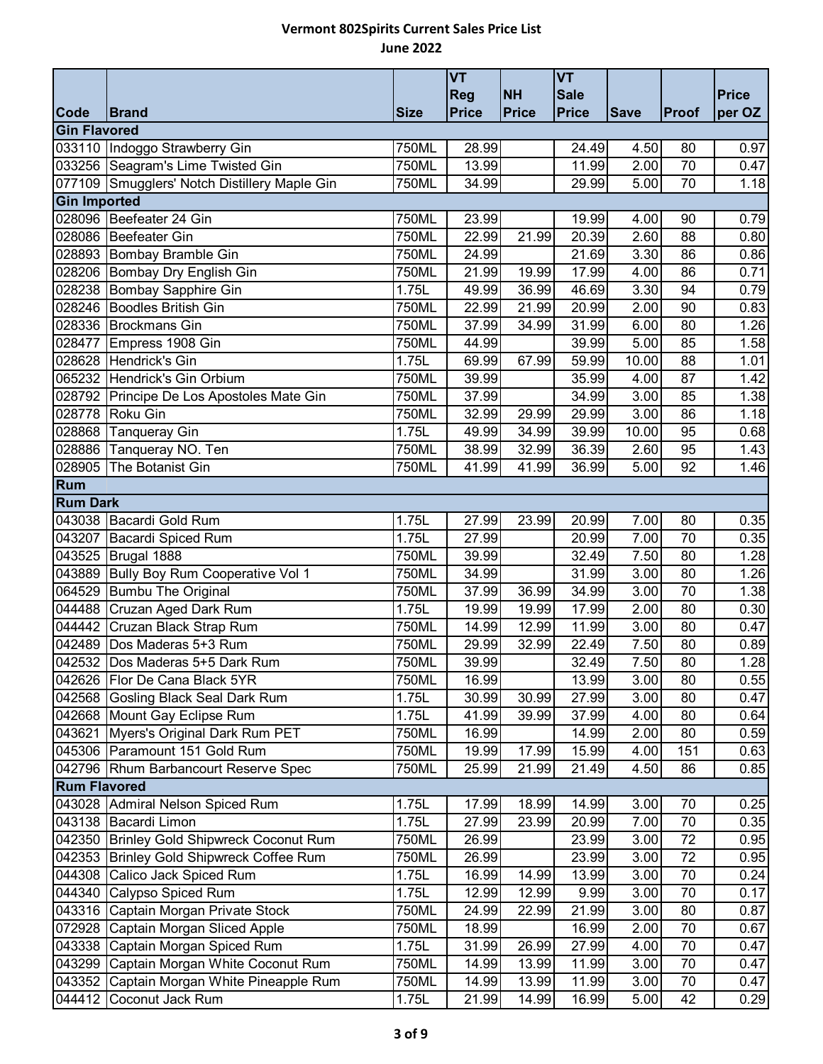# Vermont 802Spirits Current Sales Price List

## June 2022

| Code | Brand | Size | VT Reg Price | NH Price | VT Sale Price | Save | Proof | Price per OZ |
|---|---|---|---|---|---|---|---|---|
| **Gin Flavored** | | | | | | | | |
| 033110 | Indoggo Strawberry Gin | 750ML | 28.99 | | 24.49 | 4.50 | 80 | 0.97 |
| 033256 | Seagram's Lime Twisted Gin | 750ML | 13.99 | | 11.99 | 2.00 | 70 | 0.47 |
| 077109 | Smugglers' Notch Distillery Maple Gin | 750ML | 34.99 | | 29.99 | 5.00 | 70 | 1.18 |
| **Gin Imported** | | | | | | | | |
| 028096 | Beefeater 24 Gin | 750ML | 23.99 | | 19.99 | 4.00 | 90 | 0.79 |
| 028086 | Beefeater Gin | 750ML | 22.99 | 21.99 | 20.39 | 2.60 | 88 | 0.80 |
| 028893 | Bombay Bramble Gin | 750ML | 24.99 | | 21.69 | 3.30 | 86 | 0.86 |
| 028206 | Bombay Dry English Gin | 750ML | 21.99 | 19.99 | 17.99 | 4.00 | 86 | 0.71 |
| 028238 | Bombay Sapphire Gin | 1.75L | 49.99 | 36.99 | 46.69 | 3.30 | 94 | 0.79 |
| 028246 | Boodles British Gin | 750ML | 22.99 | 21.99 | 20.99 | 2.00 | 90 | 0.83 |
| 028336 | Brockmans Gin | 750ML | 37.99 | 34.99 | 31.99 | 6.00 | 80 | 1.26 |
| 028477 | Empress 1908 Gin | 750ML | 44.99 | | 39.99 | 5.00 | 85 | 1.58 |
| 028628 | Hendrick's Gin | 1.75L | 69.99 | 67.99 | 59.99 | 10.00 | 88 | 1.01 |
| 065232 | Hendrick's Gin Orbium | 750ML | 39.99 | | 35.99 | 4.00 | 87 | 1.42 |
| 028792 | Principe De Los Apostoles Mate Gin | 750ML | 37.99 | | 34.99 | 3.00 | 85 | 1.38 |
| 028778 | Roku Gin | 750ML | 32.99 | 29.99 | 29.99 | 3.00 | 86 | 1.18 |
| 028868 | Tanqueray Gin | 1.75L | 49.99 | 34.99 | 39.99 | 10.00 | 95 | 0.68 |
| 028886 | Tanqueray NO. Ten | 750ML | 38.99 | 32.99 | 36.39 | 2.60 | 95 | 1.43 |
| 028905 | The Botanist Gin | 750ML | 41.99 | 41.99 | 36.99 | 5.00 | 92 | 1.46 |
| **Rum** | | | | | | | | |
| **Rum Dark** | | | | | | | | |
| 043038 | Bacardi Gold Rum | 1.75L | 27.99 | 23.99 | 20.99 | 7.00 | 80 | 0.35 |
| 043207 | Bacardi Spiced Rum | 1.75L | 27.99 | | 20.99 | 7.00 | 70 | 0.35 |
| 043525 | Brugal 1888 | 750ML | 39.99 | | 32.49 | 7.50 | 80 | 1.28 |
| 043889 | Bully Boy Rum Cooperative Vol 1 | 750ML | 34.99 | | 31.99 | 3.00 | 80 | 1.26 |
| 064529 | Bumbu The Original | 750ML | 37.99 | 36.99 | 34.99 | 3.00 | 70 | 1.38 |
| 044488 | Cruzan Aged Dark Rum | 1.75L | 19.99 | 19.99 | 17.99 | 2.00 | 80 | 0.30 |
| 044442 | Cruzan Black Strap Rum | 750ML | 14.99 | 12.99 | 11.99 | 3.00 | 80 | 0.47 |
| 042489 | Dos Maderas 5+3 Rum | 750ML | 29.99 | 32.99 | 22.49 | 7.50 | 80 | 0.89 |
| 042532 | Dos Maderas 5+5 Dark Rum | 750ML | 39.99 | | 32.49 | 7.50 | 80 | 1.28 |
| 042626 | Flor De Cana Black 5YR | 750ML | 16.99 | | 13.99 | 3.00 | 80 | 0.55 |
| 042568 | Gosling Black Seal Dark Rum | 1.75L | 30.99 | 30.99 | 27.99 | 3.00 | 80 | 0.47 |
| 042668 | Mount Gay Eclipse Rum | 1.75L | 41.99 | 39.99 | 37.99 | 4.00 | 80 | 0.64 |
| 043621 | Myers's Original Dark Rum PET | 750ML | 16.99 | | 14.99 | 2.00 | 80 | 0.59 |
| 045306 | Paramount 151 Gold Rum | 750ML | 19.99 | 17.99 | 15.99 | 4.00 | 151 | 0.63 |
| 042796 | Rhum Barbancourt Reserve Spec | 750ML | 25.99 | 21.99 | 21.49 | 4.50 | 86 | 0.85 |
| **Rum Flavored** | | | | | | | | |
| 043028 | Admiral Nelson Spiced Rum | 1.75L | 17.99 | 18.99 | 14.99 | 3.00 | 70 | 0.25 |
| 043138 | Bacardi Limon | 1.75L | 27.99 | 23.99 | 20.99 | 7.00 | 70 | 0.35 |
| 042350 | Brinley Gold Shipwreck Coconut Rum | 750ML | 26.99 | | 23.99 | 3.00 | 72 | 0.95 |
| 042353 | Brinley Gold Shipwreck Coffee Rum | 750ML | 26.99 | | 23.99 | 3.00 | 72 | 0.95 |
| 044308 | Calico Jack Spiced Rum | 1.75L | 16.99 | 14.99 | 13.99 | 3.00 | 70 | 0.24 |
| 044340 | Calypso Spiced Rum | 1.75L | 12.99 | 12.99 | 9.99 | 3.00 | 70 | 0.17 |
| 043316 | Captain Morgan Private Stock | 750ML | 24.99 | 22.99 | 21.99 | 3.00 | 80 | 0.87 |
| 072928 | Captain Morgan Sliced Apple | 750ML | 18.99 | | 16.99 | 2.00 | 70 | 0.67 |
| 043338 | Captain Morgan Spiced Rum | 1.75L | 31.99 | 26.99 | 27.99 | 4.00 | 70 | 0.47 |
| 043299 | Captain Morgan White Coconut Rum | 750ML | 14.99 | 13.99 | 11.99 | 3.00 | 70 | 0.47 |
| 043352 | Captain Morgan White Pineapple Rum | 750ML | 14.99 | 13.99 | 11.99 | 3.00 | 70 | 0.47 |
| 044412 | Coconut Jack Rum | 1.75L | 21.99 | 14.99 | 16.99 | 5.00 | 42 | 0.29 |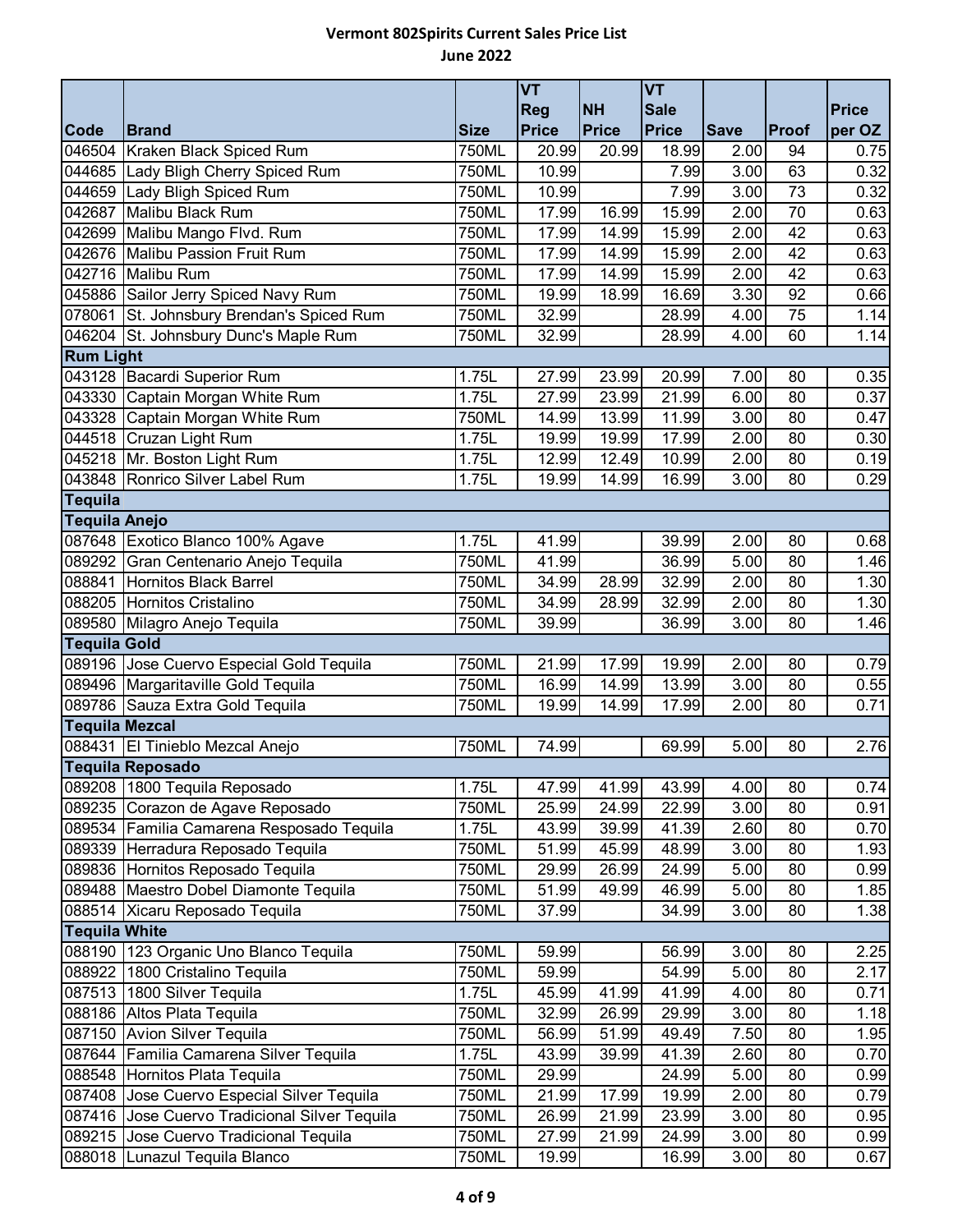**Vermont 802Spirits Current Sales Price List**
**June 2022**

| Code | Brand | Size | VT Reg Price | NH Price | VT Sale Price | Save | Proof | Price per OZ |
|---|---|---|---|---|---|---|---|---|
| 046504 | Kraken Black Spiced Rum | 750ML | 20.99 | 20.99 | 18.99 | 2.00 | 94 | 0.75 |
| 044685 | Lady Bligh Cherry Spiced Rum | 750ML | 10.99 | | 7.99 | 3.00 | 63 | 0.32 |
| 044659 | Lady Bligh Spiced Rum | 750ML | 10.99 | | 7.99 | 3.00 | 73 | 0.32 |
| 042687 | Malibu Black Rum | 750ML | 17.99 | 16.99 | 15.99 | 2.00 | 70 | 0.63 |
| 042699 | Malibu Mango Flvd. Rum | 750ML | 17.99 | 14.99 | 15.99 | 2.00 | 42 | 0.63 |
| 042676 | Malibu Passion Fruit Rum | 750ML | 17.99 | 14.99 | 15.99 | 2.00 | 42 | 0.63 |
| 042716 | Malibu Rum | 750ML | 17.99 | 14.99 | 15.99 | 2.00 | 42 | 0.63 |
| 045886 | Sailor Jerry Spiced Navy Rum | 750ML | 19.99 | 18.99 | 16.69 | 3.30 | 92 | 0.66 |
| 078061 | St. Johnsbury Brendan's Spiced Rum | 750ML | 32.99 | | 28.99 | 4.00 | 75 | 1.14 |
| 046204 | St. Johnsbury Dunc's Maple Rum | 750ML | 32.99 | | 28.99 | 4.00 | 60 | 1.14 |
| **Rum Light** | | | | | | | | |
| 043128 | Bacardi Superior Rum | 1.75L | 27.99 | 23.99 | 20.99 | 7.00 | 80 | 0.35 |
| 043330 | Captain Morgan White Rum | 1.75L | 27.99 | 23.99 | 21.99 | 6.00 | 80 | 0.37 |
| 043328 | Captain Morgan White Rum | 750ML | 14.99 | 13.99 | 11.99 | 3.00 | 80 | 0.47 |
| 044518 | Cruzan Light Rum | 1.75L | 19.99 | 19.99 | 17.99 | 2.00 | 80 | 0.30 |
| 045218 | Mr. Boston Light Rum | 1.75L | 12.99 | 12.49 | 10.99 | 2.00 | 80 | 0.19 |
| 043848 | Ronrico Silver Label Rum | 1.75L | 19.99 | 14.99 | 16.99 | 3.00 | 80 | 0.29 |
| **Tequila** | | | | | | | | |
| **Tequila Anejo** | | | | | | | | |
| 087648 | Exotico Blanco 100% Agave | 1.75L | 41.99 | | 39.99 | 2.00 | 80 | 0.68 |
| 089292 | Gran Centenario Anejo Tequila | 750ML | 41.99 | | 36.99 | 5.00 | 80 | 1.46 |
| 088841 | Hornitos Black Barrel | 750ML | 34.99 | 28.99 | 32.99 | 2.00 | 80 | 1.30 |
| 088205 | Hornitos Cristalino | 750ML | 34.99 | 28.99 | 32.99 | 2.00 | 80 | 1.30 |
| 089580 | Milagro Anejo Tequila | 750ML | 39.99 | | 36.99 | 3.00 | 80 | 1.46 |
| **Tequila Gold** | | | | | | | | |
| 089196 | Jose Cuervo Especial Gold Tequila | 750ML | 21.99 | 17.99 | 19.99 | 2.00 | 80 | 0.79 |
| 089496 | Margaritaville Gold Tequila | 750ML | 16.99 | 14.99 | 13.99 | 3.00 | 80 | 0.55 |
| 089786 | Sauza Extra Gold Tequila | 750ML | 19.99 | 14.99 | 17.99 | 2.00 | 80 | 0.71 |
| **Tequila Mezcal** | | | | | | | | |
| 088431 | El Tinieblo Mezcal Anejo | 750ML | 74.99 | | 69.99 | 5.00 | 80 | 2.76 |
| **Tequila Reposado** | | | | | | | | |
| 089208 | 1800 Tequila Reposado | 1.75L | 47.99 | 41.99 | 43.99 | 4.00 | 80 | 0.74 |
| 089235 | Corazon de Agave Reposado | 750ML | 25.99 | 24.99 | 22.99 | 3.00 | 80 | 0.91 |
| 089534 | Familia Camarena Resposado Tequila | 1.75L | 43.99 | 39.99 | 41.39 | 2.60 | 80 | 0.70 |
| 089339 | Herradura Reposado Tequila | 750ML | 51.99 | 45.99 | 48.99 | 3.00 | 80 | 1.93 |
| 089836 | Hornitos Reposado Tequila | 750ML | 29.99 | 26.99 | 24.99 | 5.00 | 80 | 0.99 |
| 089488 | Maestro Dobel Diamonte Tequila | 750ML | 51.99 | 49.99 | 46.99 | 5.00 | 80 | 1.85 |
| 088514 | Xicaru Reposado Tequila | 750ML | 37.99 | | 34.99 | 3.00 | 80 | 1.38 |
| **Tequila White** | | | | | | | | |
| 088190 | 123 Organic Uno Blanco Tequila | 750ML | 59.99 | | 56.99 | 3.00 | 80 | 2.25 |
| 088922 | 1800 Cristalino Tequila | 750ML | 59.99 | | 54.99 | 5.00 | 80 | 2.17 |
| 087513 | 1800 Silver Tequila | 1.75L | 45.99 | 41.99 | 41.99 | 4.00 | 80 | 0.71 |
| 088186 | Altos Plata Tequila | 750ML | 32.99 | 26.99 | 29.99 | 3.00 | 80 | 1.18 |
| 087150 | Avion Silver Tequila | 750ML | 56.99 | 51.99 | 49.49 | 7.50 | 80 | 1.95 |
| 087644 | Familia Camarena Silver Tequila | 1.75L | 43.99 | 39.99 | 41.39 | 2.60 | 80 | 0.70 |
| 088548 | Hornitos Plata Tequila | 750ML | 29.99 | | 24.99 | 5.00 | 80 | 0.99 |
| 087408 | Jose Cuervo Especial Silver Tequila | 750ML | 21.99 | 17.99 | 19.99 | 2.00 | 80 | 0.79 |
| 087416 | Jose Cuervo Tradicional Silver Tequila | 750ML | 26.99 | 21.99 | 23.99 | 3.00 | 80 | 0.95 |
| 089215 | Jose Cuervo Tradicional Tequila | 750ML | 27.99 | 21.99 | 24.99 | 3.00 | 80 | 0.99 |
| 088018 | Lunazul Tequila Blanco | 750ML | 19.99 | | 16.99 | 3.00 | 80 | 0.67 |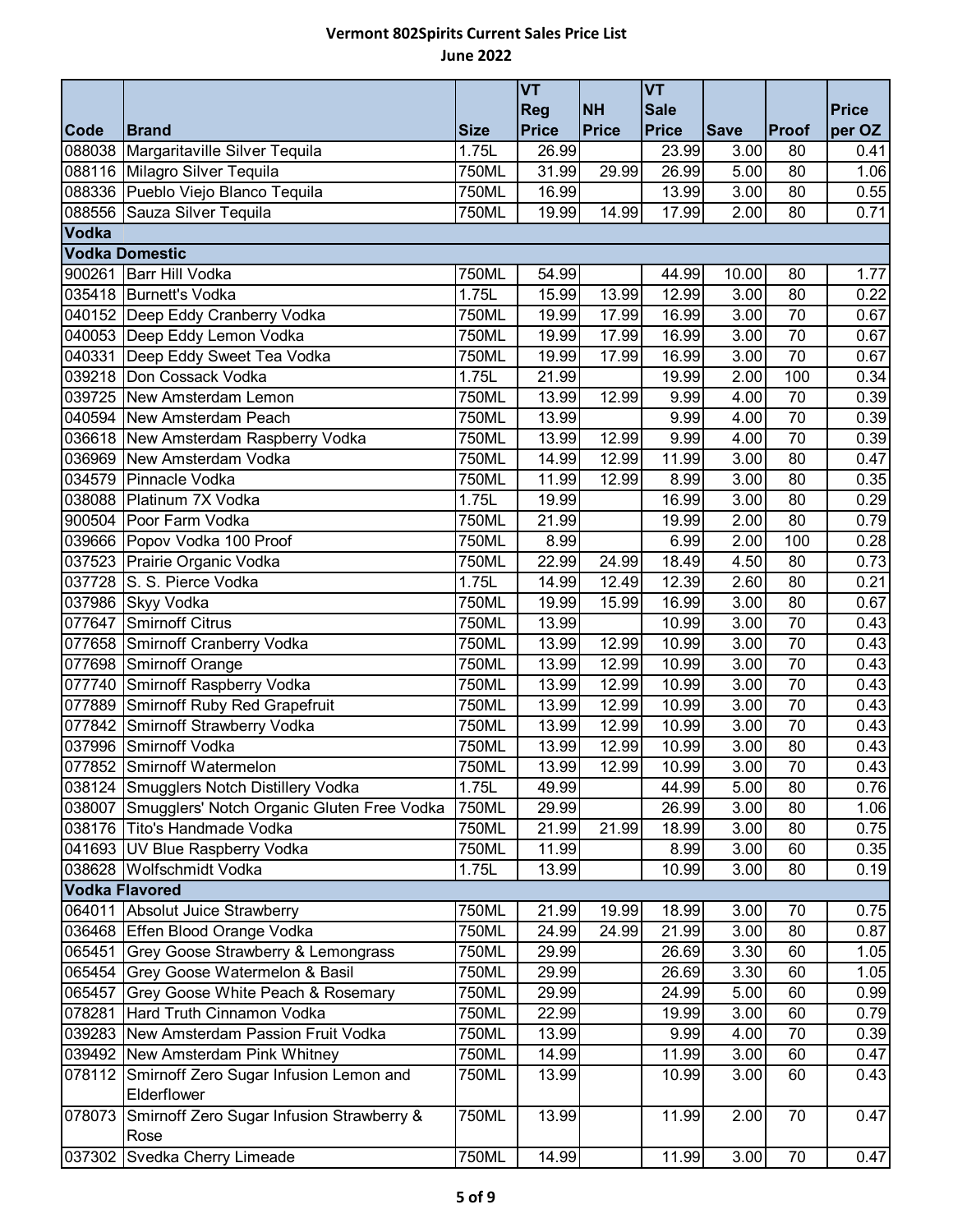# Vermont 802Spirits Current Sales Price List

## June 2022

| Code | Brand | Size | VT Reg Price | NH Price | VT Sale Price | Save | Proof | Price per OZ |
|---|---|---|---|---|---|---|---|---|
| 088038 | Margaritaville Silver Tequila | 1.75L | 26.99 | | 23.99 | 3.00 | 80 | 0.41 |
| 088116 | Milagro Silver Tequila | 750ML | 31.99 | 29.99 | 26.99 | 5.00 | 80 | 1.06 |
| 088336 | Pueblo Viejo Blanco Tequila | 750ML | 16.99 | | 13.99 | 3.00 | 80 | 0.55 |
| 088556 | Sauza Silver Tequila | 750ML | 19.99 | 14.99 | 17.99 | 2.00 | 80 | 0.71 |
| **Vodka** | | | | | | | | |
| **Vodka Domestic** | | | | | | | | |
| 900261 | Barr Hill Vodka | 750ML | 54.99 | | 44.99 | 10.00 | 80 | 1.77 |
| 035418 | Burnett's Vodka | 1.75L | 15.99 | 13.99 | 12.99 | 3.00 | 80 | 0.22 |
| 040152 | Deep Eddy Cranberry Vodka | 750ML | 19.99 | 17.99 | 16.99 | 3.00 | 70 | 0.67 |
| 040053 | Deep Eddy Lemon Vodka | 750ML | 19.99 | 17.99 | 16.99 | 3.00 | 70 | 0.67 |
| 040331 | Deep Eddy Sweet Tea Vodka | 750ML | 19.99 | 17.99 | 16.99 | 3.00 | 70 | 0.67 |
| 039218 | Don Cossack Vodka | 1.75L | 21.99 | | 19.99 | 2.00 | 100 | 0.34 |
| 039725 | New Amsterdam Lemon | 750ML | 13.99 | 12.99 | 9.99 | 4.00 | 70 | 0.39 |
| 040594 | New Amsterdam Peach | 750ML | 13.99 | | 9.99 | 4.00 | 70 | 0.39 |
| 036618 | New Amsterdam Raspberry Vodka | 750ML | 13.99 | 12.99 | 9.99 | 4.00 | 70 | 0.39 |
| 036969 | New Amsterdam Vodka | 750ML | 14.99 | 12.99 | 11.99 | 3.00 | 80 | 0.47 |
| 034579 | Pinnacle Vodka | 750ML | 11.99 | 12.99 | 8.99 | 3.00 | 80 | 0.35 |
| 038088 | Platinum 7X Vodka | 1.75L | 19.99 | | 16.99 | 3.00 | 80 | 0.29 |
| 900504 | Poor Farm Vodka | 750ML | 21.99 | | 19.99 | 2.00 | 80 | 0.79 |
| 039666 | Popov Vodka 100 Proof | 750ML | 8.99 | | 6.99 | 2.00 | 100 | 0.28 |
| 037523 | Prairie Organic Vodka | 750ML | 22.99 | 24.99 | 18.49 | 4.50 | 80 | 0.73 |
| 037728 | S. S. Pierce Vodka | 1.75L | 14.99 | 12.49 | 12.39 | 2.60 | 80 | 0.21 |
| 037986 | Skyy Vodka | 750ML | 19.99 | 15.99 | 16.99 | 3.00 | 80 | 0.67 |
| 077647 | Smirnoff Citrus | 750ML | 13.99 | | 10.99 | 3.00 | 70 | 0.43 |
| 077658 | Smirnoff Cranberry Vodka | 750ML | 13.99 | 12.99 | 10.99 | 3.00 | 70 | 0.43 |
| 077698 | Smirnoff Orange | 750ML | 13.99 | 12.99 | 10.99 | 3.00 | 70 | 0.43 |
| 077740 | Smirnoff Raspberry Vodka | 750ML | 13.99 | 12.99 | 10.99 | 3.00 | 70 | 0.43 |
| 077889 | Smirnoff Ruby Red Grapefruit | 750ML | 13.99 | 12.99 | 10.99 | 3.00 | 70 | 0.43 |
| 077842 | Smirnoff Strawberry Vodka | 750ML | 13.99 | 12.99 | 10.99 | 3.00 | 70 | 0.43 |
| 037996 | Smirnoff Vodka | 750ML | 13.99 | 12.99 | 10.99 | 3.00 | 80 | 0.43 |
| 077852 | Smirnoff Watermelon | 750ML | 13.99 | 12.99 | 10.99 | 3.00 | 70 | 0.43 |
| 038124 | Smugglers Notch Distillery Vodka | 1.75L | 49.99 | | 44.99 | 5.00 | 80 | 0.76 |
| 038007 | Smugglers' Notch Organic Gluten Free Vodka | 750ML | 29.99 | | 26.99 | 3.00 | 80 | 1.06 |
| 038176 | Tito's Handmade Vodka | 750ML | 21.99 | 21.99 | 18.99 | 3.00 | 80 | 0.75 |
| 041693 | UV Blue Raspberry Vodka | 750ML | 11.99 | | 8.99 | 3.00 | 60 | 0.35 |
| 038628 | Wolfschmidt Vodka | 1.75L | 13.99 | | 10.99 | 3.00 | 80 | 0.19 |
| **Vodka Flavored** | | | | | | | | |
| 064011 | Absolut Juice Strawberry | 750ML | 21.99 | 19.99 | 18.99 | 3.00 | 70 | 0.75 |
| 036468 | Effen Blood Orange Vodka | 750ML | 24.99 | 24.99 | 21.99 | 3.00 | 80 | 0.87 |
| 065451 | Grey Goose Strawberry & Lemongrass | 750ML | 29.99 | | 26.69 | 3.30 | 60 | 1.05 |
| 065454 | Grey Goose Watermelon & Basil | 750ML | 29.99 | | 26.69 | 3.30 | 60 | 1.05 |
| 065457 | Grey Goose White Peach & Rosemary | 750ML | 29.99 | | 24.99 | 5.00 | 60 | 0.99 |
| 078281 | Hard Truth Cinnamon Vodka | 750ML | 22.99 | | 19.99 | 3.00 | 60 | 0.79 |
| 039283 | New Amsterdam Passion Fruit Vodka | 750ML | 13.99 | | 9.99 | 4.00 | 70 | 0.39 |
| 039492 | New Amsterdam Pink Whitney | 750ML | 14.99 | | 11.99 | 3.00 | 60 | 0.47 |
| 078112 | Smirnoff Zero Sugar Infusion Lemon and Elderflower | 750ML | 13.99 | | 10.99 | 3.00 | 60 | 0.43 |
| 078073 | Smirnoff Zero Sugar Infusion Strawberry & Rose | 750ML | 13.99 | | 11.99 | 2.00 | 70 | 0.47 |
| 037302 | Svedka Cherry Limeade | 750ML | 14.99 | | 11.99 | 3.00 | 70 | 0.47 |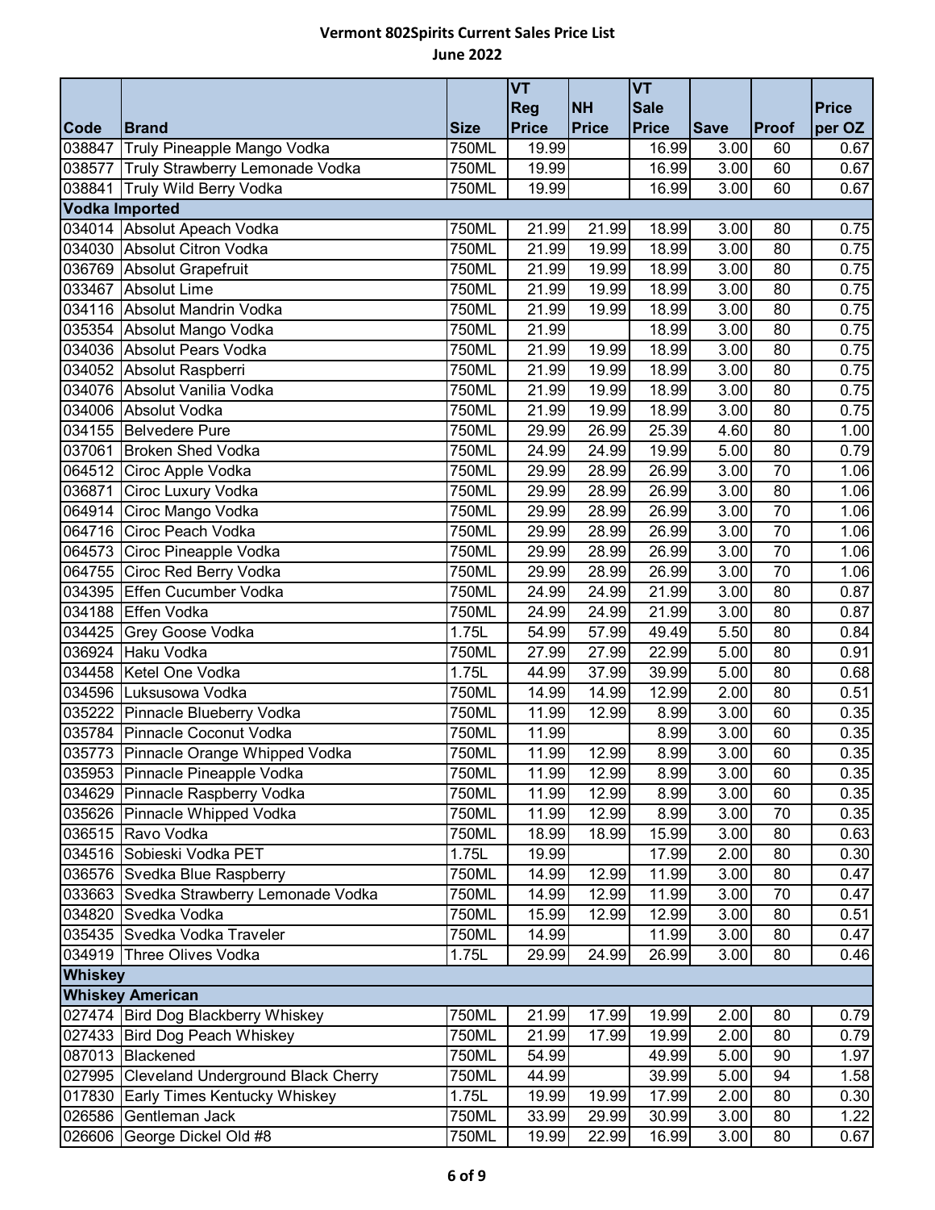# Vermont 802Spirits Current Sales Price List

## June 2022

| Code | Brand | Size | VT Reg Price | NH Price | VT Sale Price | Save | Proof | Price per OZ |
|---|---|---|---|---|---|---|---|---|
| 038847 | Truly Pineapple Mango Vodka | 750ML | 19.99 | | 16.99 | 3.00 | 60 | 0.67 |
| 038577 | Truly Strawberry Lemonade Vodka | 750ML | 19.99 | | 16.99 | 3.00 | 60 | 0.67 |
| 038841 | Truly Wild Berry Vodka | 750ML | 19.99 | | 16.99 | 3.00 | 60 | 0.67 |
| **Vodka Imported** | | | | | | | | |
| 034014 | Absolut Apeach Vodka | 750ML | 21.99 | 21.99 | 18.99 | 3.00 | 80 | 0.75 |
| 034030 | Absolut Citron Vodka | 750ML | 21.99 | 19.99 | 18.99 | 3.00 | 80 | 0.75 |
| 036769 | Absolut Grapefruit | 750ML | 21.99 | 19.99 | 18.99 | 3.00 | 80 | 0.75 |
| 033467 | Absolut Lime | 750ML | 21.99 | 19.99 | 18.99 | 3.00 | 80 | 0.75 |
| 034116 | Absolut Mandrin Vodka | 750ML | 21.99 | 19.99 | 18.99 | 3.00 | 80 | 0.75 |
| 035354 | Absolut Mango Vodka | 750ML | 21.99 | | 18.99 | 3.00 | 80 | 0.75 |
| 034036 | Absolut Pears Vodka | 750ML | 21.99 | 19.99 | 18.99 | 3.00 | 80 | 0.75 |
| 034052 | Absolut Raspberri | 750ML | 21.99 | 19.99 | 18.99 | 3.00 | 80 | 0.75 |
| 034076 | Absolut Vanilia Vodka | 750ML | 21.99 | 19.99 | 18.99 | 3.00 | 80 | 0.75 |
| 034006 | Absolut Vodka | 750ML | 21.99 | 19.99 | 18.99 | 3.00 | 80 | 0.75 |
| 034155 | Belvedere Pure | 750ML | 29.99 | 26.99 | 25.39 | 4.60 | 80 | 1.00 |
| 037061 | Broken Shed Vodka | 750ML | 24.99 | 24.99 | 19.99 | 5.00 | 80 | 0.79 |
| 064512 | Ciroc Apple Vodka | 750ML | 29.99 | 28.99 | 26.99 | 3.00 | 70 | 1.06 |
| 036871 | Ciroc Luxury Vodka | 750ML | 29.99 | 28.99 | 26.99 | 3.00 | 80 | 1.06 |
| 064914 | Ciroc Mango Vodka | 750ML | 29.99 | 28.99 | 26.99 | 3.00 | 70 | 1.06 |
| 064716 | Ciroc Peach Vodka | 750ML | 29.99 | 28.99 | 26.99 | 3.00 | 70 | 1.06 |
| 064573 | Ciroc Pineapple Vodka | 750ML | 29.99 | 28.99 | 26.99 | 3.00 | 70 | 1.06 |
| 064755 | Ciroc Red Berry Vodka | 750ML | 29.99 | 28.99 | 26.99 | 3.00 | 70 | 1.06 |
| 034395 | Effen Cucumber Vodka | 750ML | 24.99 | 24.99 | 21.99 | 3.00 | 80 | 0.87 |
| 034188 | Effen Vodka | 750ML | 24.99 | 24.99 | 21.99 | 3.00 | 80 | 0.87 |
| 034425 | Grey Goose Vodka | 1.75L | 54.99 | 57.99 | 49.49 | 5.50 | 80 | 0.84 |
| 036924 | Haku Vodka | 750ML | 27.99 | 27.99 | 22.99 | 5.00 | 80 | 0.91 |
| 034458 | Ketel One Vodka | 1.75L | 44.99 | 37.99 | 39.99 | 5.00 | 80 | 0.68 |
| 034596 | Luksusowa Vodka | 750ML | 14.99 | 14.99 | 12.99 | 2.00 | 80 | 0.51 |
| 035222 | Pinnacle Blueberry Vodka | 750ML | 11.99 | 12.99 | 8.99 | 3.00 | 60 | 0.35 |
| 035784 | Pinnacle Coconut Vodka | 750ML | 11.99 | | 8.99 | 3.00 | 60 | 0.35 |
| 035773 | Pinnacle Orange Whipped Vodka | 750ML | 11.99 | 12.99 | 8.99 | 3.00 | 60 | 0.35 |
| 035953 | Pinnacle Pineapple Vodka | 750ML | 11.99 | 12.99 | 8.99 | 3.00 | 60 | 0.35 |
| 034629 | Pinnacle Raspberry Vodka | 750ML | 11.99 | 12.99 | 8.99 | 3.00 | 60 | 0.35 |
| 035626 | Pinnacle Whipped Vodka | 750ML | 11.99 | 12.99 | 8.99 | 3.00 | 70 | 0.35 |
| 036515 | Ravo Vodka | 750ML | 18.99 | 18.99 | 15.99 | 3.00 | 80 | 0.63 |
| 034516 | Sobieski Vodka PET | 1.75L | 19.99 | | 17.99 | 2.00 | 80 | 0.30 |
| 036576 | Svedka Blue Raspberry | 750ML | 14.99 | 12.99 | 11.99 | 3.00 | 80 | 0.47 |
| 033663 | Svedka Strawberry Lemonade Vodka | 750ML | 14.99 | 12.99 | 11.99 | 3.00 | 70 | 0.47 |
| 034820 | Svedka Vodka | 750ML | 15.99 | 12.99 | 12.99 | 3.00 | 80 | 0.51 |
| 035435 | Svedka Vodka Traveler | 750ML | 14.99 | | 11.99 | 3.00 | 80 | 0.47 |
| 034919 | Three Olives Vodka | 1.75L | 29.99 | 24.99 | 26.99 | 3.00 | 80 | 0.46 |
| **Whiskey** | | | | | | | | |
| **Whiskey American** | | | | | | | | |
| 027474 | Bird Dog Blackberry Whiskey | 750ML | 21.99 | 17.99 | 19.99 | 2.00 | 80 | 0.79 |
| 027433 | Bird Dog Peach Whiskey | 750ML | 21.99 | 17.99 | 19.99 | 2.00 | 80 | 0.79 |
| 087013 | Blackened | 750ML | 54.99 | | 49.99 | 5.00 | 90 | 1.97 |
| 027995 | Cleveland Underground Black Cherry | 750ML | 44.99 | | 39.99 | 5.00 | 94 | 1.58 |
| 017830 | Early Times Kentucky Whiskey | 1.75L | 19.99 | 19.99 | 17.99 | 2.00 | 80 | 0.30 |
| 026586 | Gentleman Jack | 750ML | 33.99 | 29.99 | 30.99 | 3.00 | 80 | 1.22 |
| 026606 | George Dickel Old #8 | 750ML | 19.99 | 22.99 | 16.99 | 3.00 | 80 | 0.67 |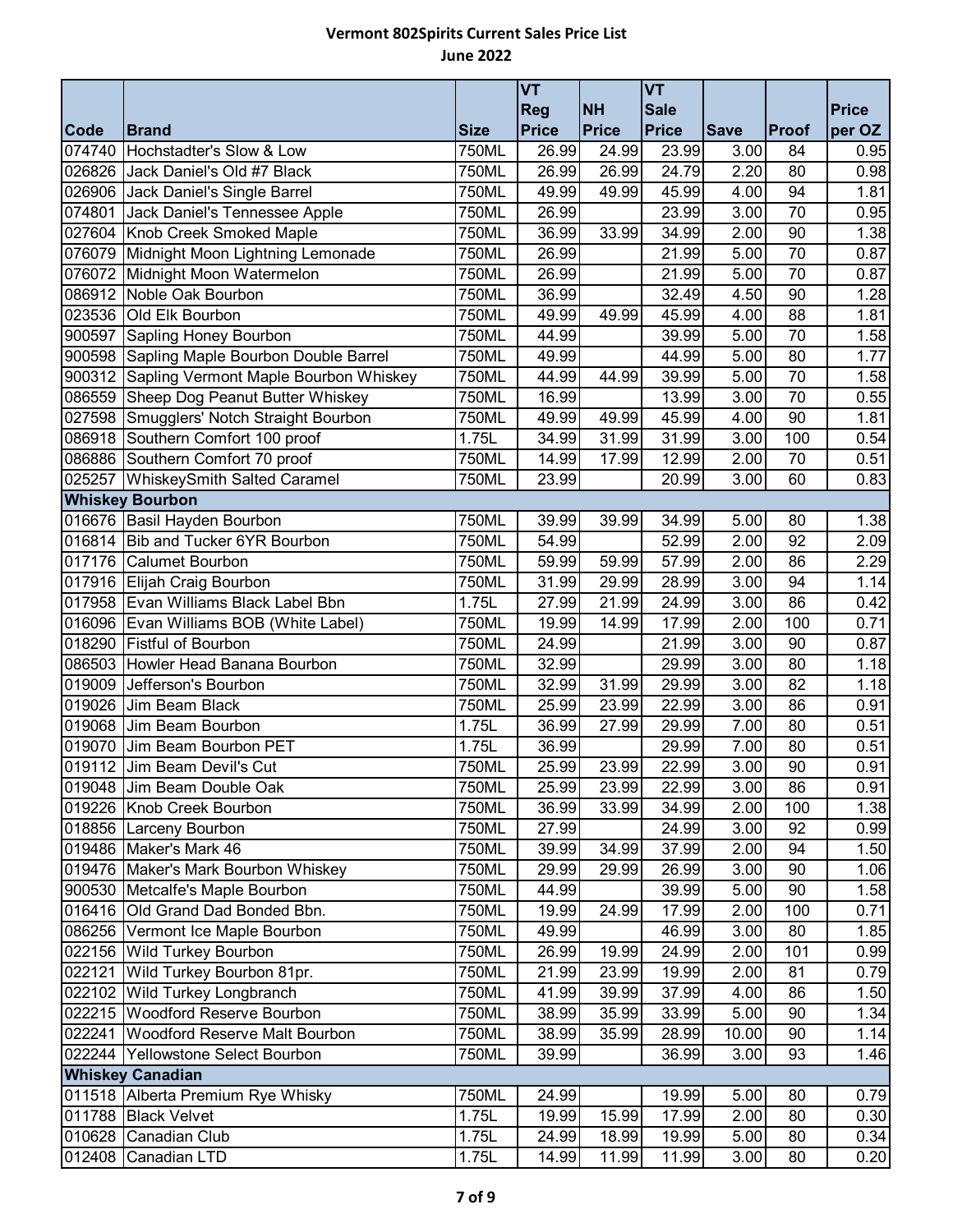# Vermont 802Spirits Current Sales Price List

## June 2022

| Code | Brand | Size | VT Reg Price | NH Price | VT Sale Price | Save | Proof | Price per OZ |
|---|---|---|---|---|---|---|---|---|
| 074740 | Hochstadter's Slow & Low | 750ML | 26.99 | 24.99 | 23.99 | 3.00 | 84 | 0.95 |
| 026826 | Jack Daniel's Old #7 Black | 750ML | 26.99 | 26.99 | 24.79 | 2.20 | 80 | 0.98 |
| 026906 | Jack Daniel's Single Barrel | 750ML | 49.99 | 49.99 | 45.99 | 4.00 | 94 | 1.81 |
| 074801 | Jack Daniel's Tennessee Apple | 750ML | 26.99 | | 23.99 | 3.00 | 70 | 0.95 |
| 027604 | Knob Creek Smoked Maple | 750ML | 36.99 | 33.99 | 34.99 | 2.00 | 90 | 1.38 |
| 076079 | Midnight Moon Lightning Lemonade | 750ML | 26.99 | | 21.99 | 5.00 | 70 | 0.87 |
| 076072 | Midnight Moon Watermelon | 750ML | 26.99 | | 21.99 | 5.00 | 70 | 0.87 |
| 086912 | Noble Oak Bourbon | 750ML | 36.99 | | 32.49 | 4.50 | 90 | 1.28 |
| 023536 | Old Elk Bourbon | 750ML | 49.99 | 49.99 | 45.99 | 4.00 | 88 | 1.81 |
| 900597 | Sapling Honey Bourbon | 750ML | 44.99 | | 39.99 | 5.00 | 70 | 1.58 |
| 900598 | Sapling Maple Bourbon Double Barrel | 750ML | 49.99 | | 44.99 | 5.00 | 80 | 1.77 |
| 900312 | Sapling Vermont Maple Bourbon Whiskey | 750ML | 44.99 | 44.99 | 39.99 | 5.00 | 70 | 1.58 |
| 086559 | Sheep Dog Peanut Butter Whiskey | 750ML | 16.99 | | 13.99 | 3.00 | 70 | 0.55 |
| 027598 | Smugglers' Notch Straight Bourbon | 750ML | 49.99 | 49.99 | 45.99 | 4.00 | 90 | 1.81 |
| 086918 | Southern Comfort 100 proof | 1.75L | 34.99 | 31.99 | 31.99 | 3.00 | 100 | 0.54 |
| 086886 | Southern Comfort 70 proof | 750ML | 14.99 | 17.99 | 12.99 | 2.00 | 70 | 0.51 |
| 025257 | WhiskeySmith Salted Caramel | 750ML | 23.99 | | 20.99 | 3.00 | 60 | 0.83 |
| **Whiskey Bourbon** | | | | | | | | |
| 016676 | Basil Hayden Bourbon | 750ML | 39.99 | 39.99 | 34.99 | 5.00 | 80 | 1.38 |
| 016814 | Bib and Tucker 6YR Bourbon | 750ML | 54.99 | | 52.99 | 2.00 | 92 | 2.09 |
| 017176 | Calumet Bourbon | 750ML | 59.99 | 59.99 | 57.99 | 2.00 | 86 | 2.29 |
| 017916 | Elijah Craig Bourbon | 750ML | 31.99 | 29.99 | 28.99 | 3.00 | 94 | 1.14 |
| 017958 | Evan Williams Black Label Bbn | 1.75L | 27.99 | 21.99 | 24.99 | 3.00 | 86 | 0.42 |
| 016096 | Evan Williams BOB (White Label) | 750ML | 19.99 | 14.99 | 17.99 | 2.00 | 100 | 0.71 |
| 018290 | Fistful of Bourbon | 750ML | 24.99 | | 21.99 | 3.00 | 90 | 0.87 |
| 086503 | Howler Head Banana Bourbon | 750ML | 32.99 | | 29.99 | 3.00 | 80 | 1.18 |
| 019009 | Jefferson's Bourbon | 750ML | 32.99 | 31.99 | 29.99 | 3.00 | 82 | 1.18 |
| 019026 | Jim Beam Black | 750ML | 25.99 | 23.99 | 22.99 | 3.00 | 86 | 0.91 |
| 019068 | Jim Beam Bourbon | 1.75L | 36.99 | 27.99 | 29.99 | 7.00 | 80 | 0.51 |
| 019070 | Jim Beam Bourbon PET | 1.75L | 36.99 | | 29.99 | 7.00 | 80 | 0.51 |
| 019112 | Jim Beam Devil's Cut | 750ML | 25.99 | 23.99 | 22.99 | 3.00 | 90 | 0.91 |
| 019048 | Jim Beam Double Oak | 750ML | 25.99 | 23.99 | 22.99 | 3.00 | 86 | 0.91 |
| 019226 | Knob Creek Bourbon | 750ML | 36.99 | 33.99 | 34.99 | 2.00 | 100 | 1.38 |
| 018856 | Larceny Bourbon | 750ML | 27.99 | | 24.99 | 3.00 | 92 | 0.99 |
| 019486 | Maker's Mark 46 | 750ML | 39.99 | 34.99 | 37.99 | 2.00 | 94 | 1.50 |
| 019476 | Maker's Mark Bourbon Whiskey | 750ML | 29.99 | 29.99 | 26.99 | 3.00 | 90 | 1.06 |
| 900530 | Metcalfe's Maple Bourbon | 750ML | 44.99 | | 39.99 | 5.00 | 90 | 1.58 |
| 016416 | Old Grand Dad Bonded Bbn. | 750ML | 19.99 | 24.99 | 17.99 | 2.00 | 100 | 0.71 |
| 086256 | Vermont Ice Maple Bourbon | 750ML | 49.99 | | 46.99 | 3.00 | 80 | 1.85 |
| 022156 | Wild Turkey Bourbon | 750ML | 26.99 | 19.99 | 24.99 | 2.00 | 101 | 0.99 |
| 022121 | Wild Turkey Bourbon 81pr. | 750ML | 21.99 | 23.99 | 19.99 | 2.00 | 81 | 0.79 |
| 022102 | Wild Turkey Longbranch | 750ML | 41.99 | 39.99 | 37.99 | 4.00 | 86 | 1.50 |
| 022215 | Woodford Reserve Bourbon | 750ML | 38.99 | 35.99 | 33.99 | 5.00 | 90 | 1.34 |
| 022241 | Woodford Reserve Malt Bourbon | 750ML | 38.99 | 35.99 | 28.99 | 10.00 | 90 | 1.14 |
| 022244 | Yellowstone Select Bourbon | 750ML | 39.99 | | 36.99 | 3.00 | 93 | 1.46 |
| **Whiskey Canadian** | | | | | | | | |
| 011518 | Alberta Premium Rye Whisky | 750ML | 24.99 | | 19.99 | 5.00 | 80 | 0.79 |
| 011788 | Black Velvet | 1.75L | 19.99 | 15.99 | 17.99 | 2.00 | 80 | 0.30 |
| 010628 | Canadian Club | 1.75L | 24.99 | 18.99 | 19.99 | 5.00 | 80 | 0.34 |
| 012408 | Canadian LTD | 1.75L | 14.99 | 11.99 | 11.99 | 3.00 | 80 | 0.20 |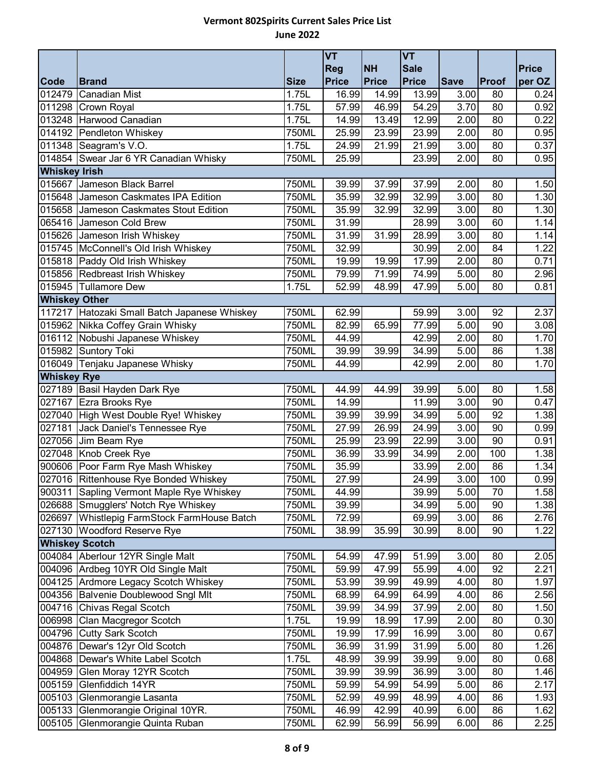# Vermont 802Spirits Current Sales Price List

## June 2022

| Code | Brand | Size | VT Reg Price | NH Price | VT Sale Price | Save | Proof | Price per OZ |
|---|---|---|---|---|---|---|---|---|
| 012479 | Canadian Mist | 1.75L | 16.99 | 14.99 | 13.99 | 3.00 | 80 | 0.24 |
| 011298 | Crown Royal | 1.75L | 57.99 | 46.99 | 54.29 | 3.70 | 80 | 0.92 |
| 013248 | Harwood Canadian | 1.75L | 14.99 | 13.49 | 12.99 | 2.00 | 80 | 0.22 |
| 014192 | Pendleton Whiskey | 750ML | 25.99 | 23.99 | 23.99 | 2.00 | 80 | 0.95 |
| 011348 | Seagram's V.O. | 1.75L | 24.99 | 21.99 | 21.99 | 3.00 | 80 | 0.37 |
| 014854 | Swear Jar 6 YR Canadian Whisky | 750ML | 25.99 | | 23.99 | 2.00 | 80 | 0.95 |
| **Whiskey Irish** | | | | | | | | |
| 015667 | Jameson Black Barrel | 750ML | 39.99 | 37.99 | 37.99 | 2.00 | 80 | 1.50 |
| 015648 | Jameson Caskmates IPA Edition | 750ML | 35.99 | 32.99 | 32.99 | 3.00 | 80 | 1.30 |
| 015658 | Jameson Caskmates Stout Edition | 750ML | 35.99 | 32.99 | 32.99 | 3.00 | 80 | 1.30 |
| 065416 | Jameson Cold Brew | 750ML | 31.99 | | 28.99 | 3.00 | 60 | 1.14 |
| 015626 | Jameson Irish Whiskey | 750ML | 31.99 | 31.99 | 28.99 | 3.00 | 80 | 1.14 |
| 015745 | McConnell's Old Irish Whiskey | 750ML | 32.99 | | 30.99 | 2.00 | 84 | 1.22 |
| 015818 | Paddy Old Irish Whiskey | 750ML | 19.99 | 19.99 | 17.99 | 2.00 | 80 | 0.71 |
| 015856 | Redbreast Irish Whiskey | 750ML | 79.99 | 71.99 | 74.99 | 5.00 | 80 | 2.96 |
| 015945 | Tullamore Dew | 1.75L | 52.99 | 48.99 | 47.99 | 5.00 | 80 | 0.81 |
| **Whiskey Other** | | | | | | | | |
| 117217 | Hatozaki Small Batch Japanese Whiskey | 750ML | 62.99 | | 59.99 | 3.00 | 92 | 2.37 |
| 015962 | Nikka Coffey Grain Whisky | 750ML | 82.99 | 65.99 | 77.99 | 5.00 | 90 | 3.08 |
| 016112 | Nobushi Japanese Whiskey | 750ML | 44.99 | | 42.99 | 2.00 | 80 | 1.70 |
| 015982 | Suntory Toki | 750ML | 39.99 | 39.99 | 34.99 | 5.00 | 86 | 1.38 |
| 016049 | Tenjaku Japanese Whisky | 750ML | 44.99 | | 42.99 | 2.00 | 80 | 1.70 |
| **Whiskey Rye** | | | | | | | | |
| 027189 | Basil Hayden Dark Rye | 750ML | 44.99 | 44.99 | 39.99 | 5.00 | 80 | 1.58 |
| 027167 | Ezra Brooks Rye | 750ML | 14.99 | | 11.99 | 3.00 | 90 | 0.47 |
| 027040 | High West Double Rye! Whiskey | 750ML | 39.99 | 39.99 | 34.99 | 5.00 | 92 | 1.38 |
| 027181 | Jack Daniel's Tennessee Rye | 750ML | 27.99 | 26.99 | 24.99 | 3.00 | 90 | 0.99 |
| 027056 | Jim Beam Rye | 750ML | 25.99 | 23.99 | 22.99 | 3.00 | 90 | 0.91 |
| 027048 | Knob Creek Rye | 750ML | 36.99 | 33.99 | 34.99 | 2.00 | 100 | 1.38 |
| 900606 | Poor Farm Rye Mash Whiskey | 750ML | 35.99 | | 33.99 | 2.00 | 86 | 1.34 |
| 027016 | Rittenhouse Rye Bonded Whiskey | 750ML | 27.99 | | 24.99 | 3.00 | 100 | 0.99 |
| 900311 | Sapling Vermont Maple Rye Whiskey | 750ML | 44.99 | | 39.99 | 5.00 | 70 | 1.58 |
| 026688 | Smugglers' Notch Rye Whiskey | 750ML | 39.99 | | 34.99 | 5.00 | 90 | 1.38 |
| 026697 | Whistlepig FarmStock FarmHouse Batch | 750ML | 72.99 | | 69.99 | 3.00 | 86 | 2.76 |
| 027130 | Woodford Reserve Rye | 750ML | 38.99 | 35.99 | 30.99 | 8.00 | 90 | 1.22 |
| **Whiskey Scotch** | | | | | | | | |
| 004084 | Aberlour 12YR Single Malt | 750ML | 54.99 | 47.99 | 51.99 | 3.00 | 80 | 2.05 |
| 004096 | Ardbeg 10YR Old Single Malt | 750ML | 59.99 | 47.99 | 55.99 | 4.00 | 92 | 2.21 |
| 004125 | Ardmore Legacy Scotch Whiskey | 750ML | 53.99 | 39.99 | 49.99 | 4.00 | 80 | 1.97 |
| 004356 | Balvenie Doublewood Sngl Mlt | 750ML | 68.99 | 64.99 | 64.99 | 4.00 | 86 | 2.56 |
| 004716 | Chivas Regal Scotch | 750ML | 39.99 | 34.99 | 37.99 | 2.00 | 80 | 1.50 |
| 006998 | Clan Macgregor Scotch | 1.75L | 19.99 | 18.99 | 17.99 | 2.00 | 80 | 0.30 |
| 004796 | Cutty Sark Scotch | 750ML | 19.99 | 17.99 | 16.99 | 3.00 | 80 | 0.67 |
| 004876 | Dewar's 12yr Old Scotch | 750ML | 36.99 | 31.99 | 31.99 | 5.00 | 80 | 1.26 |
| 004868 | Dewar's White Label Scotch | 1.75L | 48.99 | 39.99 | 39.99 | 9.00 | 80 | 0.68 |
| 004959 | Glen Moray 12YR Scotch | 750ML | 39.99 | 39.99 | 36.99 | 3.00 | 80 | 1.46 |
| 005159 | Glenfiddich 14YR | 750ML | 59.99 | 54.99 | 54.99 | 5.00 | 86 | 2.17 |
| 005103 | Glenmorangie Lasanta | 750ML | 52.99 | 49.99 | 48.99 | 4.00 | 86 | 1.93 |
| 005133 | Glenmorangie Original 10YR. | 750ML | 46.99 | 42.99 | 40.99 | 6.00 | 86 | 1.62 |
| 005105 | Glenmorangie Quinta Ruban | 750ML | 62.99 | 56.99 | 56.99 | 6.00 | 86 | 2.25 |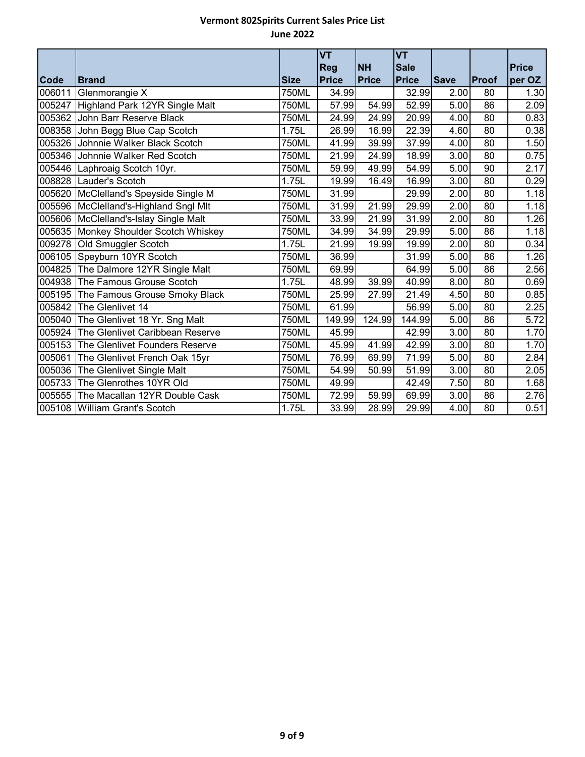# Vermont 802Spirits Current Sales Price List

## June 2022

| Code | Brand | Size | VT Reg Price | NH Price | VT Sale Price | Save | Proof | Price per OZ |
|---|---|---|---|---|---|---|---|---|
| 006011 | Glenmorangie X | 750ML | 34.99 | | 32.99 | 2.00 | 80 | 1.30 |
| 005247 | Highland Park 12YR Single Malt | 750ML | 57.99 | 54.99 | 52.99 | 5.00 | 86 | 2.09 |
| 005362 | John Barr Reserve Black | 750ML | 24.99 | 24.99 | 20.99 | 4.00 | 80 | 0.83 |
| 008358 | John Begg Blue Cap Scotch | 1.75L | 26.99 | 16.99 | 22.39 | 4.60 | 80 | 0.38 |
| 005326 | Johnnie Walker Black Scotch | 750ML | 41.99 | 39.99 | 37.99 | 4.00 | 80 | 1.50 |
| 005346 | Johnnie Walker Red Scotch | 750ML | 21.99 | 24.99 | 18.99 | 3.00 | 80 | 0.75 |
| 005446 | Laphroaig Scotch 10yr. | 750ML | 59.99 | 49.99 | 54.99 | 5.00 | 90 | 2.17 |
| 008828 | Lauder's Scotch | 1.75L | 19.99 | 16.49 | 16.99 | 3.00 | 80 | 0.29 |
| 005620 | McClelland's Speyside Single M | 750ML | 31.99 | | 29.99 | 2.00 | 80 | 1.18 |
| 005596 | McClelland's-Highland Sngl Mlt | 750ML | 31.99 | 21.99 | 29.99 | 2.00 | 80 | 1.18 |
| 005606 | McClelland's-Islay Single Malt | 750ML | 33.99 | 21.99 | 31.99 | 2.00 | 80 | 1.26 |
| 005635 | Monkey Shoulder Scotch Whiskey | 750ML | 34.99 | 34.99 | 29.99 | 5.00 | 86 | 1.18 |
| 009278 | Old Smuggler Scotch | 1.75L | 21.99 | 19.99 | 19.99 | 2.00 | 80 | 0.34 |
| 006105 | Speyburn 10YR Scotch | 750ML | 36.99 | | 31.99 | 5.00 | 86 | 1.26 |
| 004825 | The Dalmore 12YR Single Malt | 750ML | 69.99 | | 64.99 | 5.00 | 86 | 2.56 |
| 004938 | The Famous Grouse Scotch | 1.75L | 48.99 | 39.99 | 40.99 | 8.00 | 80 | 0.69 |
| 005195 | The Famous Grouse Smoky Black | 750ML | 25.99 | 27.99 | 21.49 | 4.50 | 80 | 0.85 |
| 005842 | The Glenlivet 14 | 750ML | 61.99 | | 56.99 | 5.00 | 80 | 2.25 |
| 005040 | The Glenlivet 18 Yr. Sng Malt | 750ML | 149.99 | 124.99 | 144.99 | 5.00 | 86 | 5.72 |
| 005924 | The Glenlivet Caribbean Reserve | 750ML | 45.99 | | 42.99 | 3.00 | 80 | 1.70 |
| 005153 | The Glenlivet Founders Reserve | 750ML | 45.99 | 41.99 | 42.99 | 3.00 | 80 | 1.70 |
| 005061 | The Glenlivet French Oak 15yr | 750ML | 76.99 | 69.99 | 71.99 | 5.00 | 80 | 2.84 |
| 005036 | The Glenlivet Single Malt | 750ML | 54.99 | 50.99 | 51.99 | 3.00 | 80 | 2.05 |
| 005733 | The Glenrothes 10YR Old | 750ML | 49.99 | | 42.49 | 7.50 | 80 | 1.68 |
| 005555 | The Macallan 12YR Double Cask | 750ML | 72.99 | 59.99 | 69.99 | 3.00 | 86 | 2.76 |
| 005108 | William Grant's Scotch | 1.75L | 33.99 | 28.99 | 29.99 | 4.00 | 80 | 0.51 |